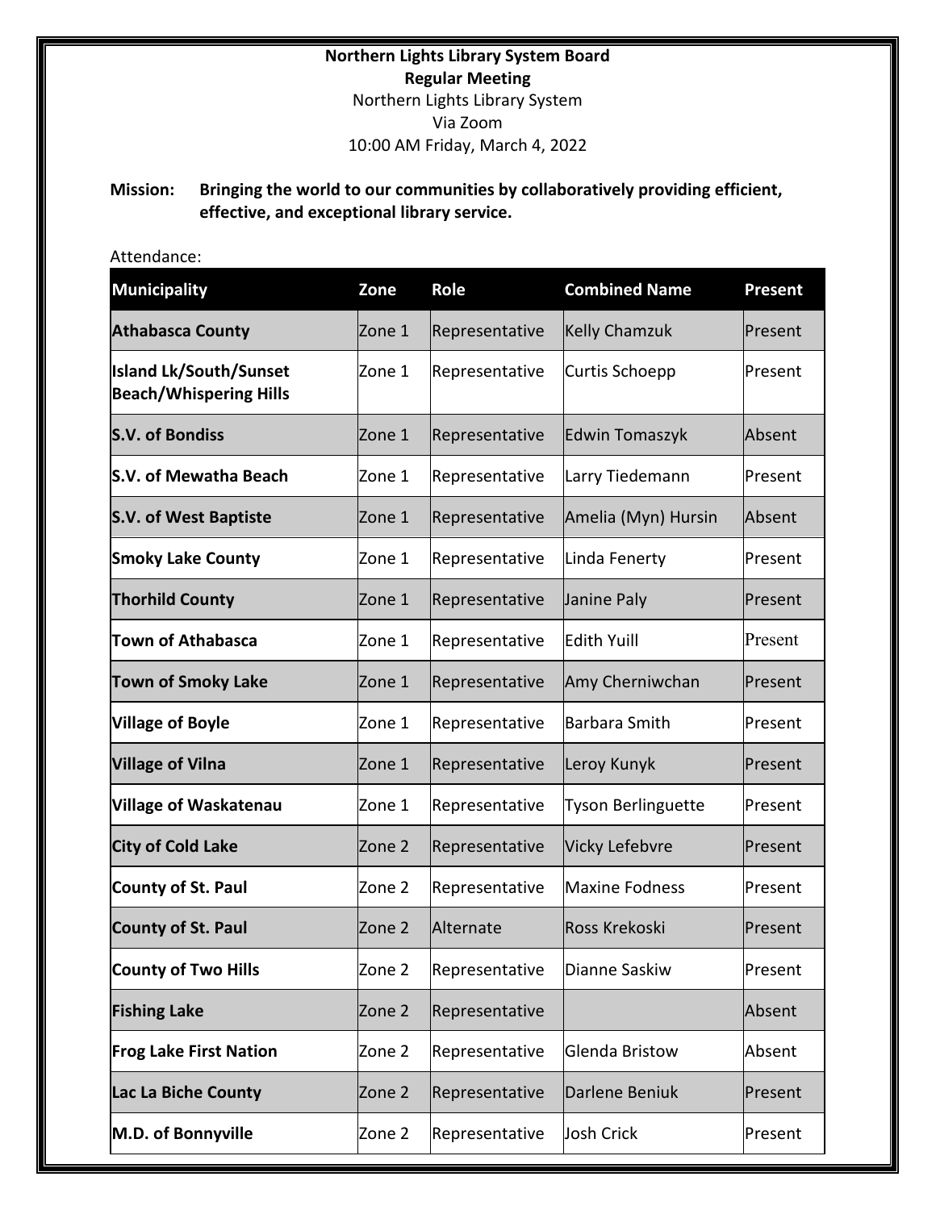**Northern Lights Library System Board**
**Regular Meeting**
Northern Lights Library System
Via Zoom
10:00 AM Friday, March 4, 2022

**Mission:** **Bringing the world to our communities by collaboratively providing efficient, effective, and exceptional library service.**

Attendance:

| Municipality | Zone | Role | Combined Name | Present |
|---|---|---|---|---|
| **Athabasca County** | Zone 1 | Representative | Kelly Chamzuk | Present |
| **Island Lk/South/Sunset Beach/Whispering Hills** | Zone 1 | Representative | Curtis Schoepp | Present |
| **S.V. of Bondiss** | Zone 1 | Representative | Edwin Tomaszyk | Absent |
| **S.V. of Mewatha Beach** | Zone 1 | Representative | Larry Tiedemann | Present |
| **S.V. of West Baptiste** | Zone 1 | Representative | Amelia (Myn) Hursin | Absent |
| **Smoky Lake County** | Zone 1 | Representative | Linda Fenerty | Present |
| **Thorhild County** | Zone 1 | Representative | Janine Paly | Present |
| **Town of Athabasca** | Zone 1 | Representative | Edith Yuill | Present |
| **Town of Smoky Lake** | Zone 1 | Representative | Amy Cherniwchan | Present |
| **Village of Boyle** | Zone 1 | Representative | Barbara Smith | Present |
| **Village of Vilna** | Zone 1 | Representative | Leroy Kunyk | Present |
| **Village of Waskatenau** | Zone 1 | Representative | Tyson Berlinguette | Present |
| **City of Cold Lake** | Zone 2 | Representative | Vicky Lefebvre | Present |
| **County of St. Paul** | Zone 2 | Representative | Maxine Fodness | Present |
| **County of St. Paul** | Zone 2 | Alternate | Ross Krekoski | Present |
| **County of Two Hills** | Zone 2 | Representative | Dianne Saskiw | Present |
| **Fishing Lake** | Zone 2 | Representative | | Absent |
| **Frog Lake First Nation** | Zone 2 | Representative | Glenda Bristow | Absent |
| **Lac La Biche County** | Zone 2 | Representative | Darlene Beniuk | Present |
| **M.D. of Bonnyville** | Zone 2 | Representative | Josh Crick | Present |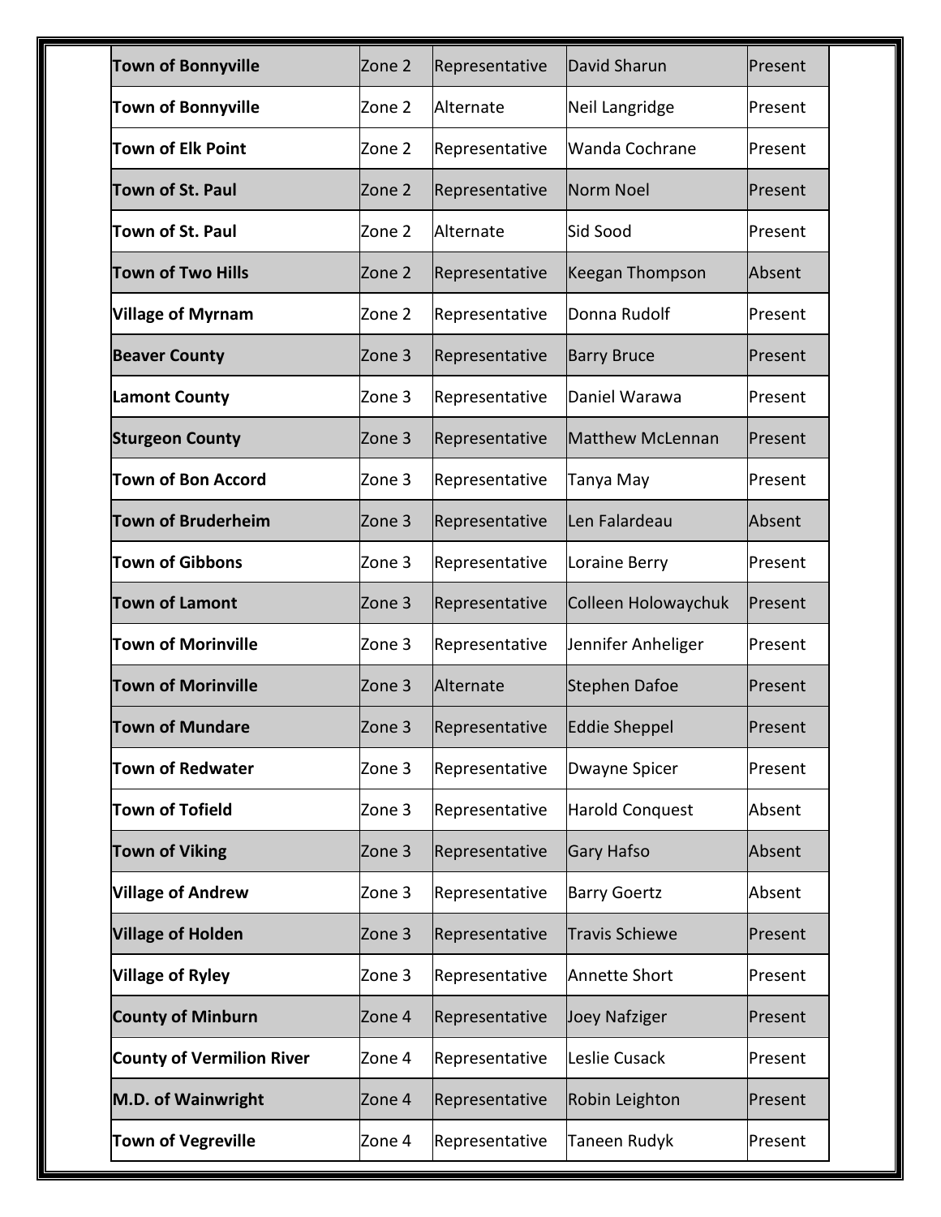| Town of Bonnyville | Zone 2 | Representative | David Sharun | Present |
|---|---|---|---|---|
| Town of Bonnyville | Zone 2 | Alternate | Neil Langridge | Present |
| Town of Elk Point | Zone 2 | Representative | Wanda Cochrane | Present |
| Town of St. Paul | Zone 2 | Representative | Norm Noel | Present |
| Town of St. Paul | Zone 2 | Alternate | Sid Sood | Present |
| Town of Two Hills | Zone 2 | Representative | Keegan Thompson | Absent |
| Village of Myrnam | Zone 2 | Representative | Donna Rudolf | Present |
| Beaver County | Zone 3 | Representative | Barry Bruce | Present |
| Lamont County | Zone 3 | Representative | Daniel Warawa | Present |
| Sturgeon County | Zone 3 | Representative | Matthew McLennan | Present |
| Town of Bon Accord | Zone 3 | Representative | Tanya May | Present |
| Town of Bruderheim | Zone 3 | Representative | Len Falardeau | Absent |
| Town of Gibbons | Zone 3 | Representative | Loraine Berry | Present |
| Town of Lamont | Zone 3 | Representative | Colleen Holowaychuk | Present |
| Town of Morinville | Zone 3 | Representative | Jennifer Anheliger | Present |
| Town of Morinville | Zone 3 | Alternate | Stephen Dafoe | Present |
| Town of Mundare | Zone 3 | Representative | Eddie Sheppel | Present |
| Town of Redwater | Zone 3 | Representative | Dwayne Spicer | Present |
| Town of Tofield | Zone 3 | Representative | Harold Conquest | Absent |
| Town of Viking | Zone 3 | Representative | Gary Hafso | Absent |
| Village of Andrew | Zone 3 | Representative | Barry Goertz | Absent |
| Village of Holden | Zone 3 | Representative | Travis Schiewe | Present |
| Village of Ryley | Zone 3 | Representative | Annette Short | Present |
| County of Minburn | Zone 4 | Representative | Joey Nafziger | Present |
| County of Vermilion River | Zone 4 | Representative | Leslie Cusack | Present |
| M.D. of Wainwright | Zone 4 | Representative | Robin Leighton | Present |
| Town of Vegreville | Zone 4 | Representative | Taneen Rudyk | Present |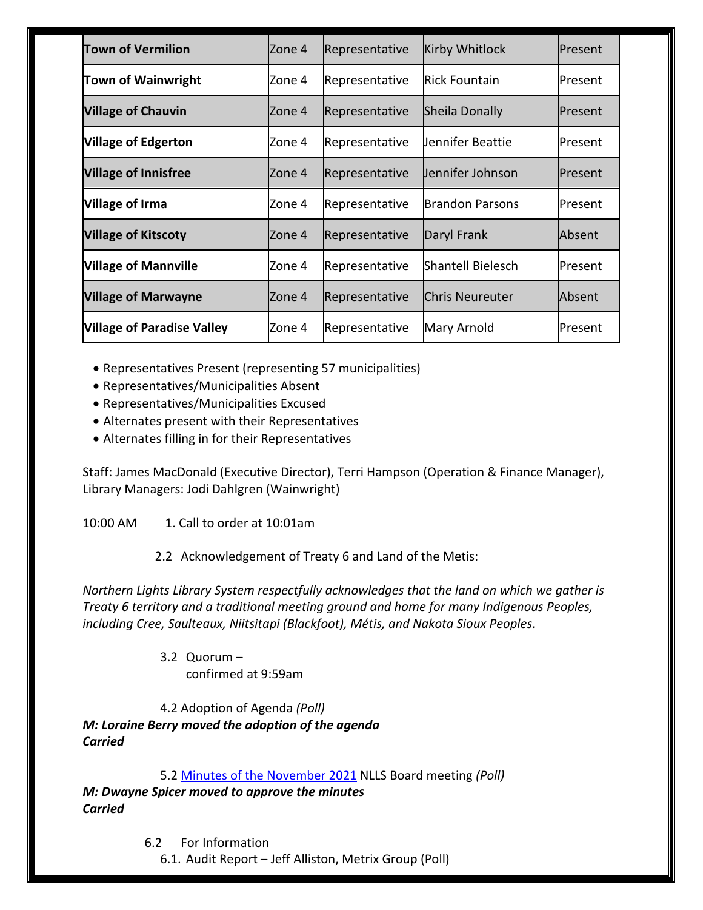| **Town of Vermilion** | Zone 4 | Representative | Kirby Whitlock | Present |
|---|---|---|---|---|
| **Town of Wainwright** | Zone 4 | Representative | Rick Fountain | Present |
| **Village of Chauvin** | Zone 4 | Representative | Sheila Donally | Present |
| **Village of Edgerton** | Zone 4 | Representative | Jennifer Beattie | Present |
| **Village of Innisfree** | Zone 4 | Representative | Jennifer Johnson | Present |
| **Village of Irma** | Zone 4 | Representative | Brandon Parsons | Present |
| **Village of Kitscoty** | Zone 4 | Representative | Daryl Frank | Absent |
| **Village of Mannville** | Zone 4 | Representative | Shantell Bielesch | Present |
| **Village of Marwayne** | Zone 4 | Representative | Chris Neureuter | Absent |
| **Village of Paradise Valley** | Zone 4 | Representative | Mary Arnold | Present |

- Representatives Present (representing 57 municipalities)
- Representatives/Municipalities Absent
- Representatives/Municipalities Excused
- Alternates present with their Representatives
- Alternates filling in for their Representatives

Staff: James MacDonald (Executive Director), Terri Hampson (Operation & Finance Manager), Library Managers: Jodi Dahlgren (Wainwright)

10:00 AM 1. Call to order at 10:01am

2.2 Acknowledgement of Treaty 6 and Land of the Metis:

*Northern Lights Library System respectfully acknowledges that the land on which we gather is Treaty 6 territory and a traditional meeting ground and home for many Indigenous Peoples, including Cree, Saulteaux, Niitsitapi (Blackfoot), Métis, and Nakota Sioux Peoples.*

3.2 Quorum –
confirmed at 9:59am

4.2 Adoption of Agenda *(Poll)*

***M: Loraine Berry moved the adoption of the agenda***
***Carried***

5.2 Minutes of the November 2021 NLLS Board meeting *(Poll)*

***M: Dwayne Spicer moved to approve the minutes***
***Carried***

6.2 For Information

6.1. Audit Report – Jeff Alliston, Metrix Group (Poll)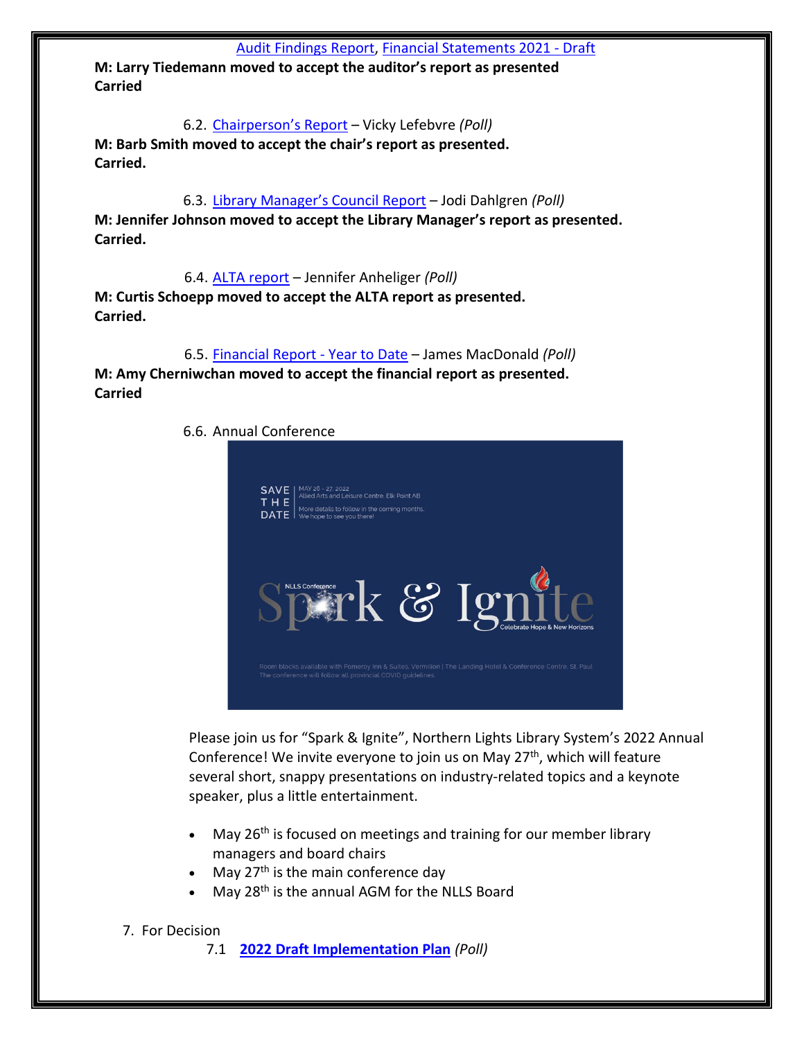[Audit Findings Report](#), [Financial Statements 2021 - Draft](#)

**M: Larry Tiedemann moved to accept the auditor's report as presented**
**Carried**

6.2. [Chairperson's Report](#) – Vicky Lefebvre *(Poll)*

**M: Barb Smith moved to accept the chair's report as presented.**
**Carried.**

6.3. [Library Manager's Council Report](#) – Jodi Dahlgren *(Poll)*

**M: Jennifer Johnson moved to accept the Library Manager's report as presented.**
**Carried.**

6.4. [ALTA report](#) – Jennifer Anheliger *(Poll)*

**M: Curtis Schoepp moved to accept the ALTA report as presented.**
**Carried.**

6.5. [Financial Report - Year to Date](#) – James MacDonald *(Poll)*

**M: Amy Cherniwchan moved to accept the financial report as presented.**
**Carried**

6.6. Annual Conference

SAVE THE DATE | MAY 26 - 27, 2022
Allied Arts and Leisure Centre, Elk Point AB
More details to follow in the coming months.
We hope to see you there!

NLLS Conference
Spark & Ignite
Celebrate Hope & New Horizons

Room blocks available with Pomeroy Inn & Suites, Vermilion | The Landing Hotel & Conference Centre, St. Paul
The conference will follow all provincial COVID guidelines.

Please join us for "Spark & Ignite", Northern Lights Library System's 2022 Annual Conference! We invite everyone to join us on May 27th, which will feature several short, snappy presentations on industry-related topics and a keynote speaker, plus a little entertainment.

- May 26th is focused on meetings and training for our member library managers and board chairs
- May 27th is the main conference day
- May 28th is the annual AGM for the NLLS Board

7. For Decision

7.1 **[2022 Draft Implementation Plan](#)** *(Poll)*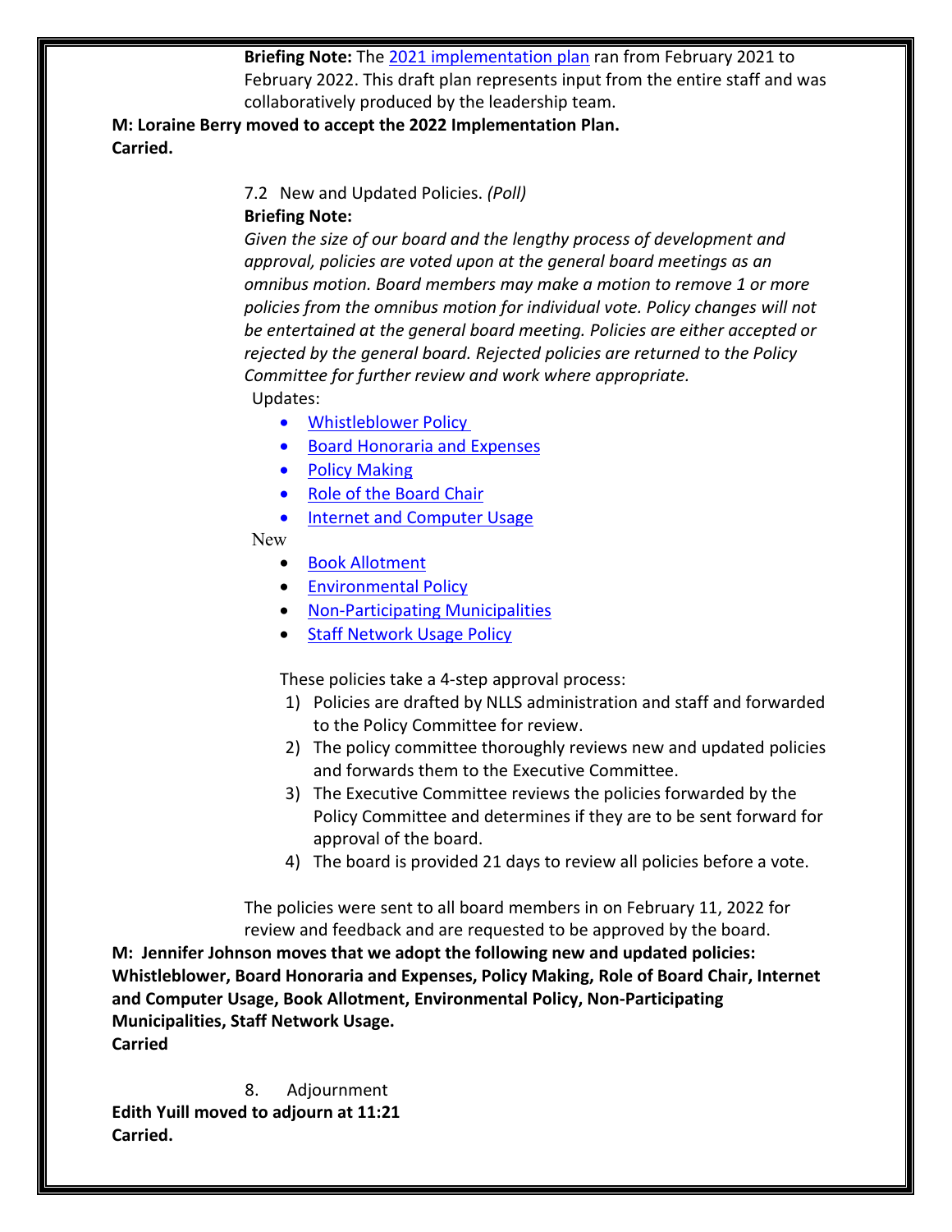**Briefing Note:** The 2021 implementation plan ran from February 2021 to February 2022. This draft plan represents input from the entire staff and was collaboratively produced by the leadership team.

**M: Loraine Berry moved to accept the 2022 Implementation Plan.**
**Carried.**

7.2 New and Updated Policies. *(Poll)*

**Briefing Note:**

*Given the size of our board and the lengthy process of development and approval, policies are voted upon at the general board meetings as an omnibus motion. Board members may make a motion to remove 1 or more policies from the omnibus motion for individual vote. Policy changes will not be entertained at the general board meeting. Policies are either accepted or rejected by the general board. Rejected policies are returned to the Policy Committee for further review and work where appropriate.*

Updates:

- Whistleblower Policy
- Board Honoraria and Expenses
- Policy Making
- Role of the Board Chair
- Internet and Computer Usage

New

- Book Allotment
- Environmental Policy
- Non-Participating Municipalities
- Staff Network Usage Policy

These policies take a 4-step approval process:

1) Policies are drafted by NLLS administration and staff and forwarded to the Policy Committee for review.
2) The policy committee thoroughly reviews new and updated policies and forwards them to the Executive Committee.
3) The Executive Committee reviews the policies forwarded by the Policy Committee and determines if they are to be sent forward for approval of the board.
4) The board is provided 21 days to review all policies before a vote.

The policies were sent to all board members in on February 11, 2022 for review and feedback and are requested to be approved by the board.

**M: Jennifer Johnson moves that we adopt the following new and updated policies: Whistleblower, Board Honoraria and Expenses, Policy Making, Role of Board Chair, Internet and Computer Usage, Book Allotment, Environmental Policy, Non-Participating Municipalities, Staff Network Usage.**
**Carried**

8. Adjournment

**Edith Yuill moved to adjourn at 11:21**
**Carried.**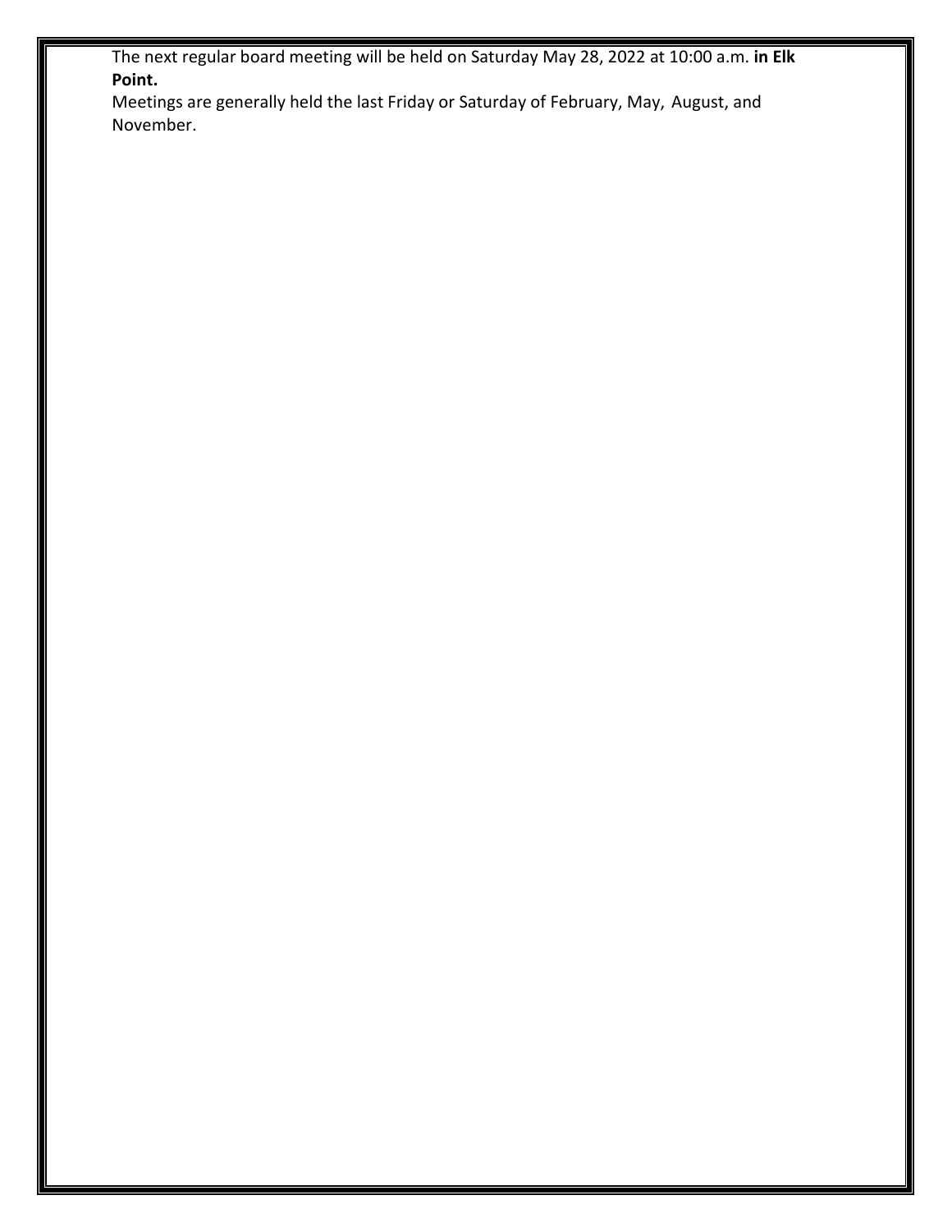The next regular board meeting will be held on Saturday May 28, 2022 at 10:00 a.m. **in Elk Point.**

Meetings are generally held the last Friday or Saturday of February, May, August, and November.